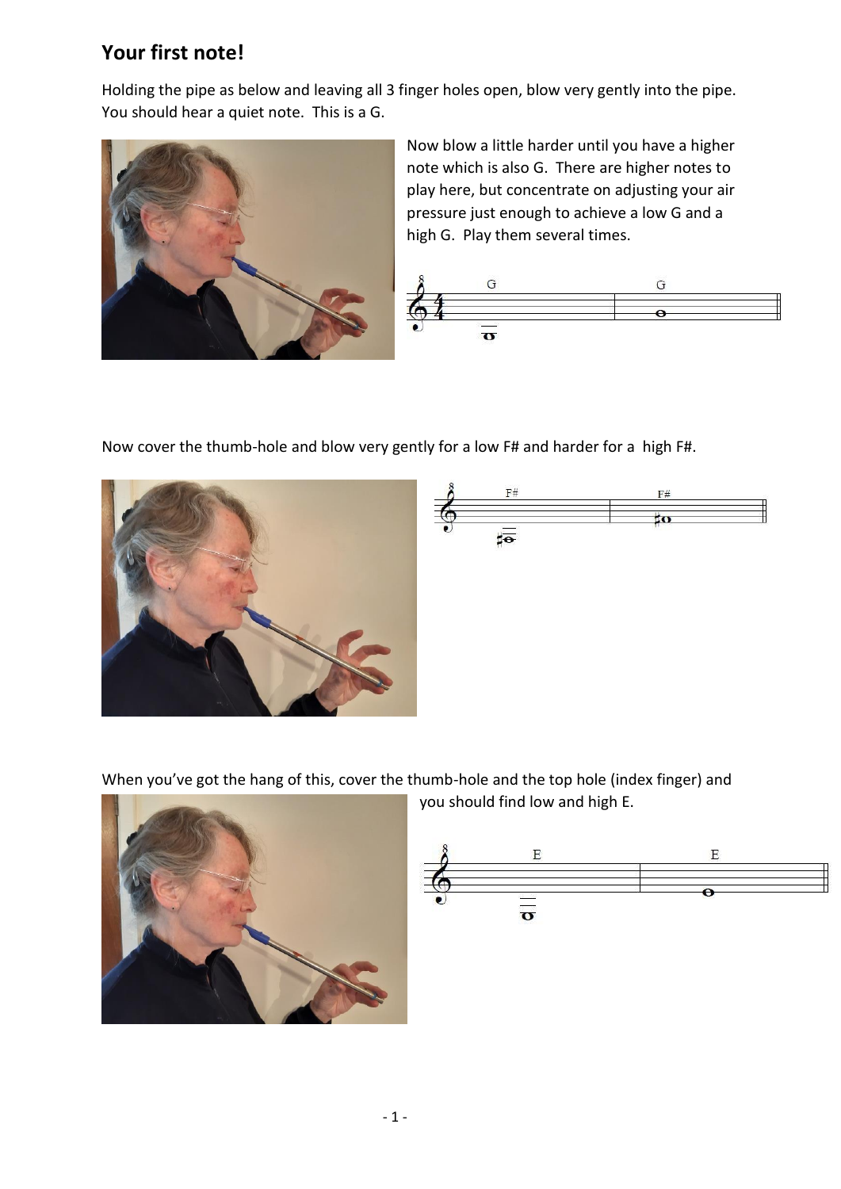## Your first note!

Holding the pipe as below and leaving all 3 finger holes open, blow very gently into the pipe. You should hear a quiet note. This is a G.

Now blow a little harder until you have a higher note which is also G. There are higher notes to play here, but concentrate on adjusting your air pressure just enough to achieve a low G and a high G. Play them several times.

Now cover the thumb-hole and blow very gently for a low F# and harder for a high F#.

When you've got the hang of this, cover the thumb-hole and the top hole (index finger) and you should find low and high E.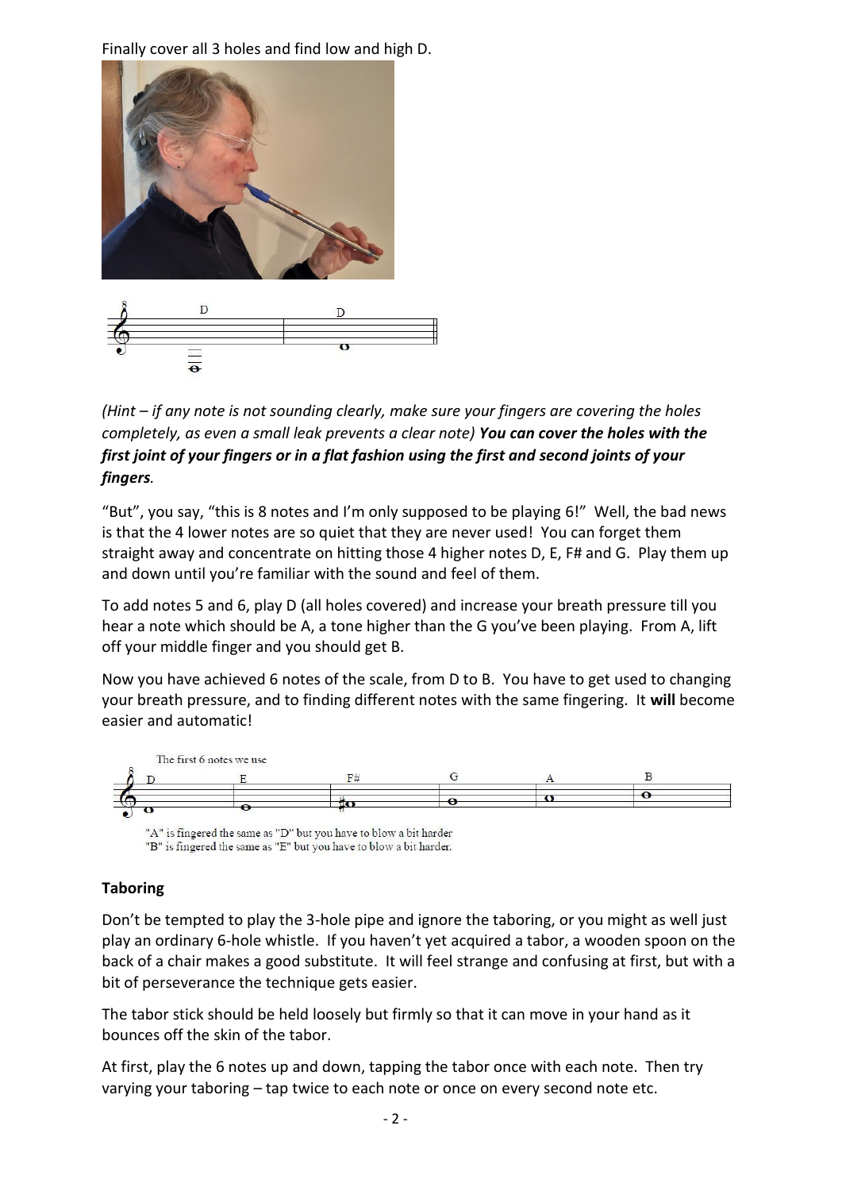Finally cover all 3 holes and find low and high D.

*(Hint – if any note is not sounding clearly, make sure your fingers are covering the holes completely, as even a small leak prevents a clear note)* ***You can cover the holes with the first joint of your fingers or in a flat fashion using the first and second joints of your fingers.***

"But", you say, "this is 8 notes and I'm only supposed to be playing 6!" Well, the bad news is that the 4 lower notes are so quiet that they are never used! You can forget them straight away and concentrate on hitting those 4 higher notes D, E, F# and G. Play them up and down until you're familiar with the sound and feel of them.

To add notes 5 and 6, play D (all holes covered) and increase your breath pressure till you hear a note which should be A, a tone higher than the G you've been playing. From A, lift off your middle finger and you should get B.

Now you have achieved 6 notes of the scale, from D to B. You have to get used to changing your breath pressure, and to finding different notes with the same fingering. It **will** become easier and automatic!

The first 6 notes we use

"A" is fingered the same as "D" but you have to blow a bit harder
"B" is fingered the same as "E" but you have to blow a bit harder.

### Taboring

Don't be tempted to play the 3-hole pipe and ignore the taboring, or you might as well just play an ordinary 6-hole whistle. If you haven't yet acquired a tabor, a wooden spoon on the back of a chair makes a good substitute. It will feel strange and confusing at first, but with a bit of perseverance the technique gets easier.

The tabor stick should be held loosely but firmly so that it can move in your hand as it bounces off the skin of the tabor.

At first, play the 6 notes up and down, tapping the tabor once with each note. Then try varying your taboring – tap twice to each note or once on every second note etc.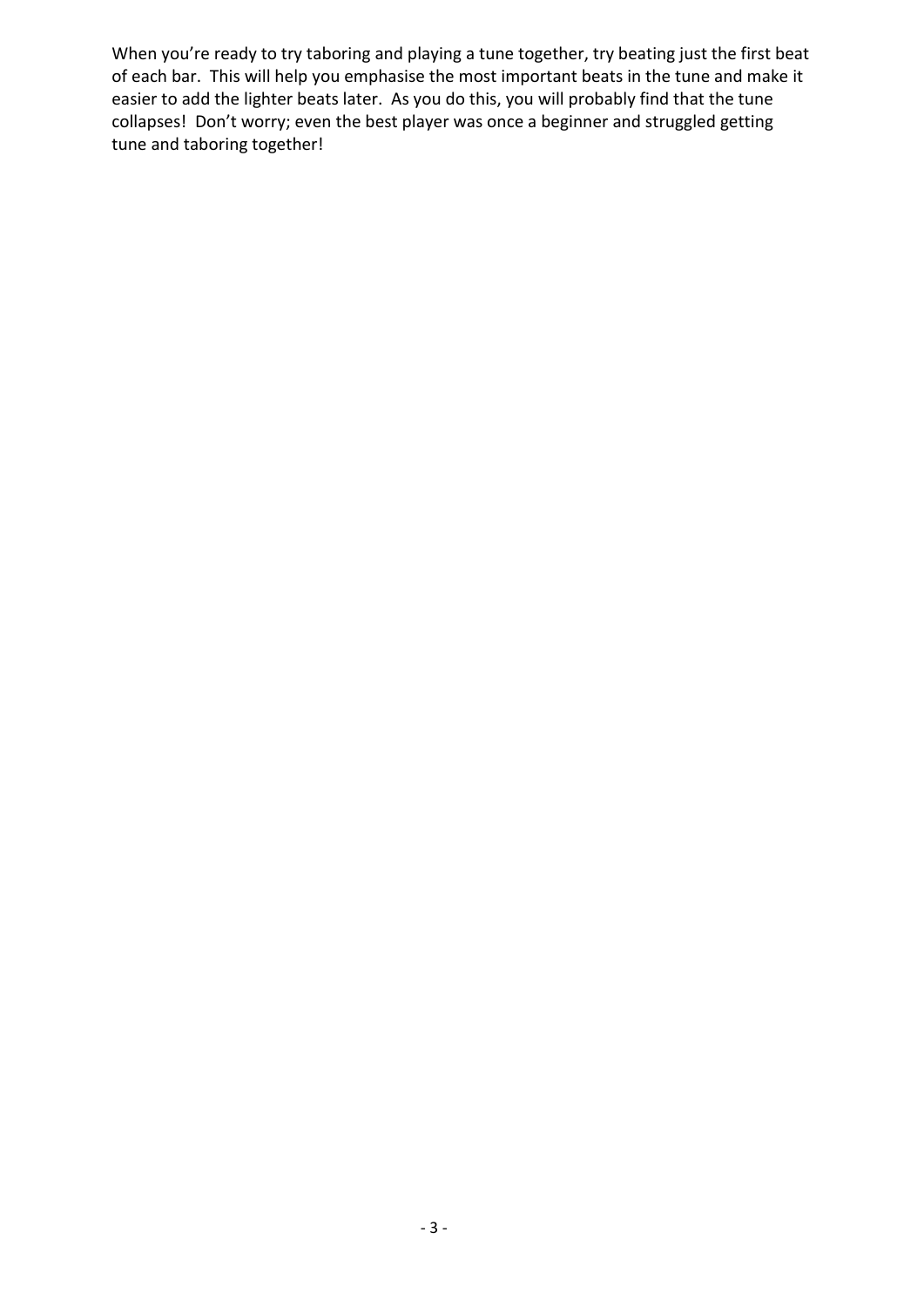When you're ready to try taboring and playing a tune together, try beating just the first beat of each bar. This will help you emphasise the most important beats in the tune and make it easier to add the lighter beats later. As you do this, you will probably find that the tune collapses! Don't worry; even the best player was once a beginner and struggled getting tune and taboring together!